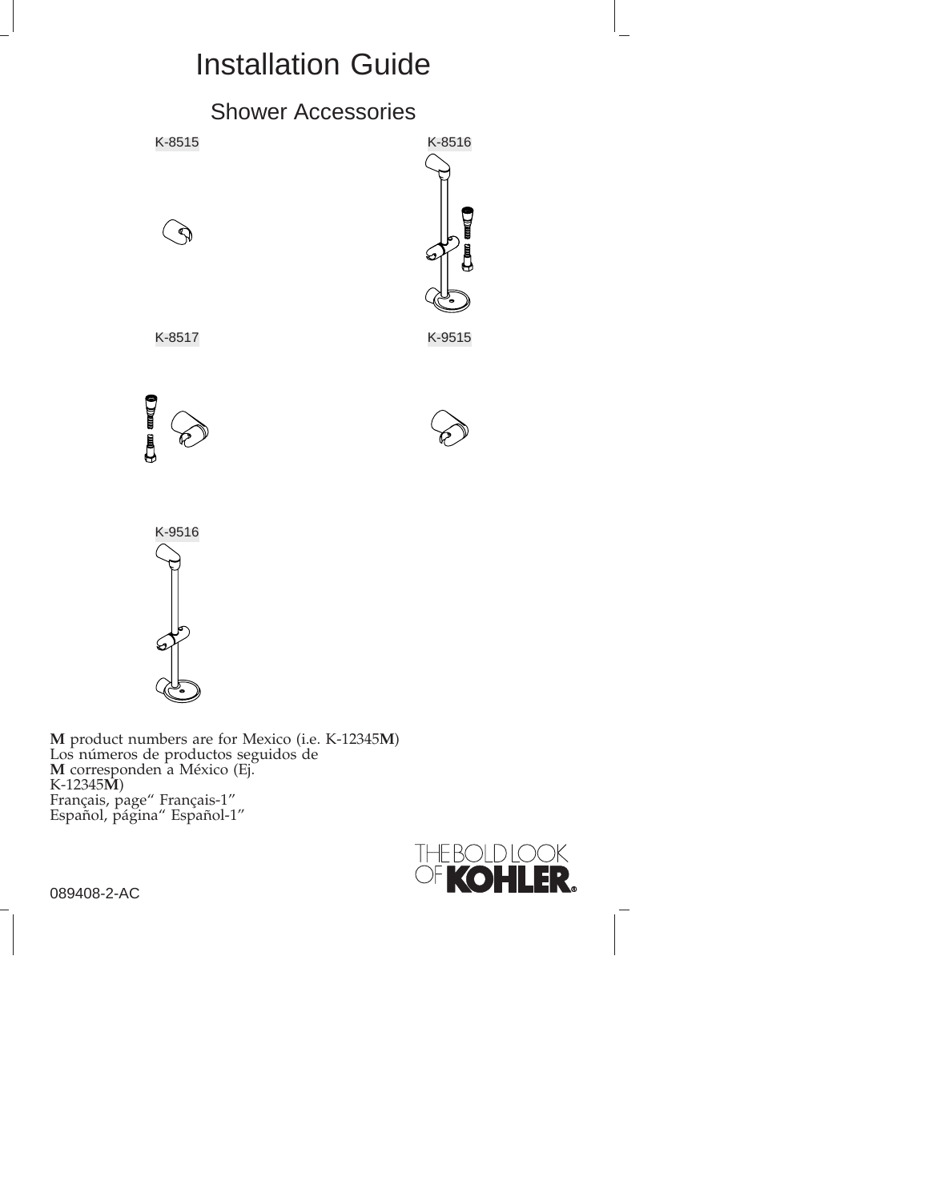# Installation Guide

## Shower Accessories

K-8515

K-8516

K-8517

K-9515

K-9516

**M** product numbers are for Mexico (i.e. K-12345**M**)
Los números de productos seguidos de
**M** corresponden a México (Ej.
K-12345**M**)
Français, page“ Français-1”
Español, página“ Español-1”

THE BOLD LOOK OF KOHLER®

089408-2-AC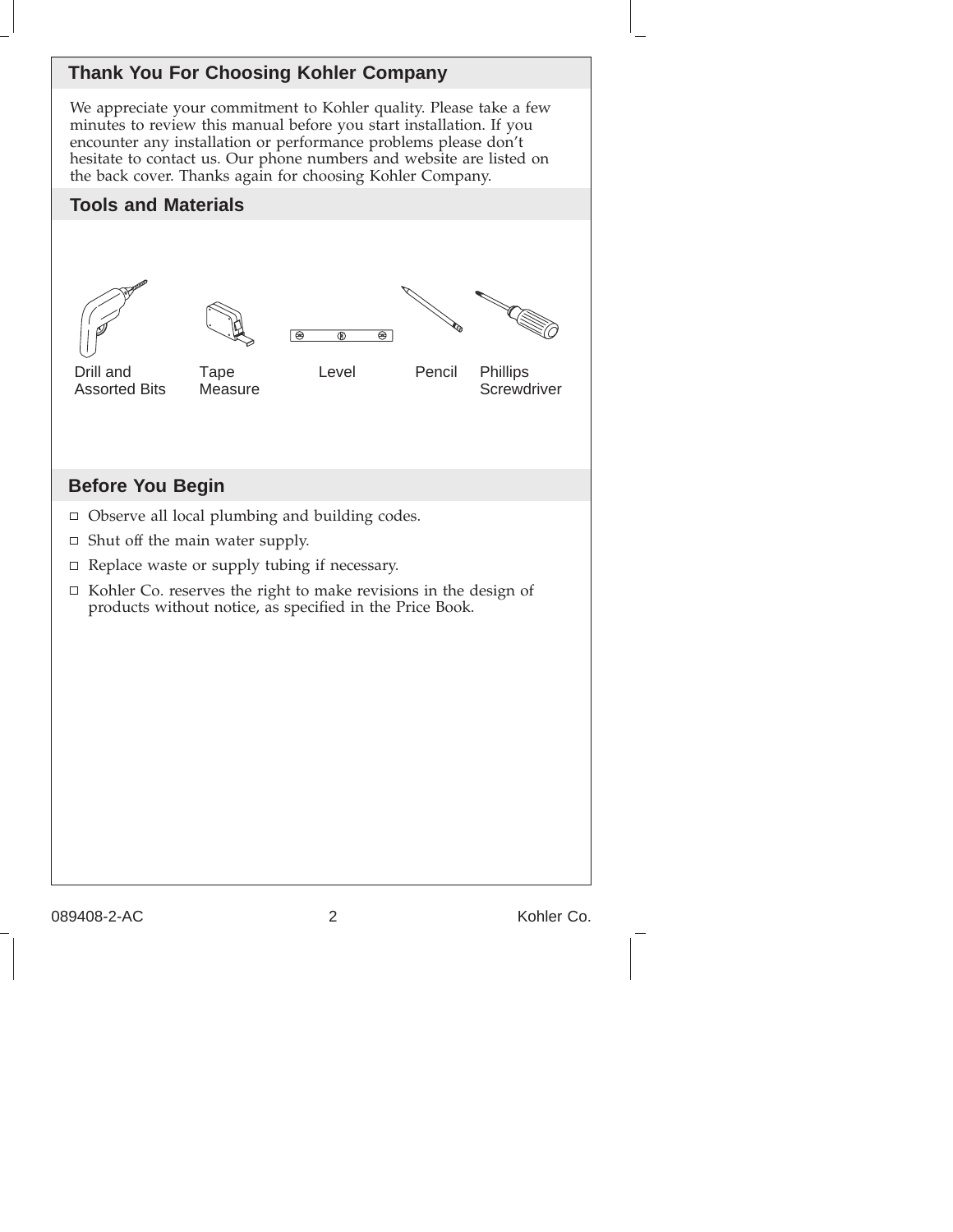## Thank You For Choosing Kohler Company

We appreciate your commitment to Kohler quality. Please take a few minutes to review this manual before you start installation. If you encounter any installation or performance problems please don't hesitate to contact us. Our phone numbers and website are listed on the back cover. Thanks again for choosing Kohler Company.

## Tools and Materials

Drill and Assorted Bits

Tape Measure

Level

Pencil

Phillips Screwdriver

## Before You Begin

- Observe all local plumbing and building codes.
- Shut off the main water supply.
- Replace waste or supply tubing if necessary.
- Kohler Co. reserves the right to make revisions in the design of products without notice, as specified in the Price Book.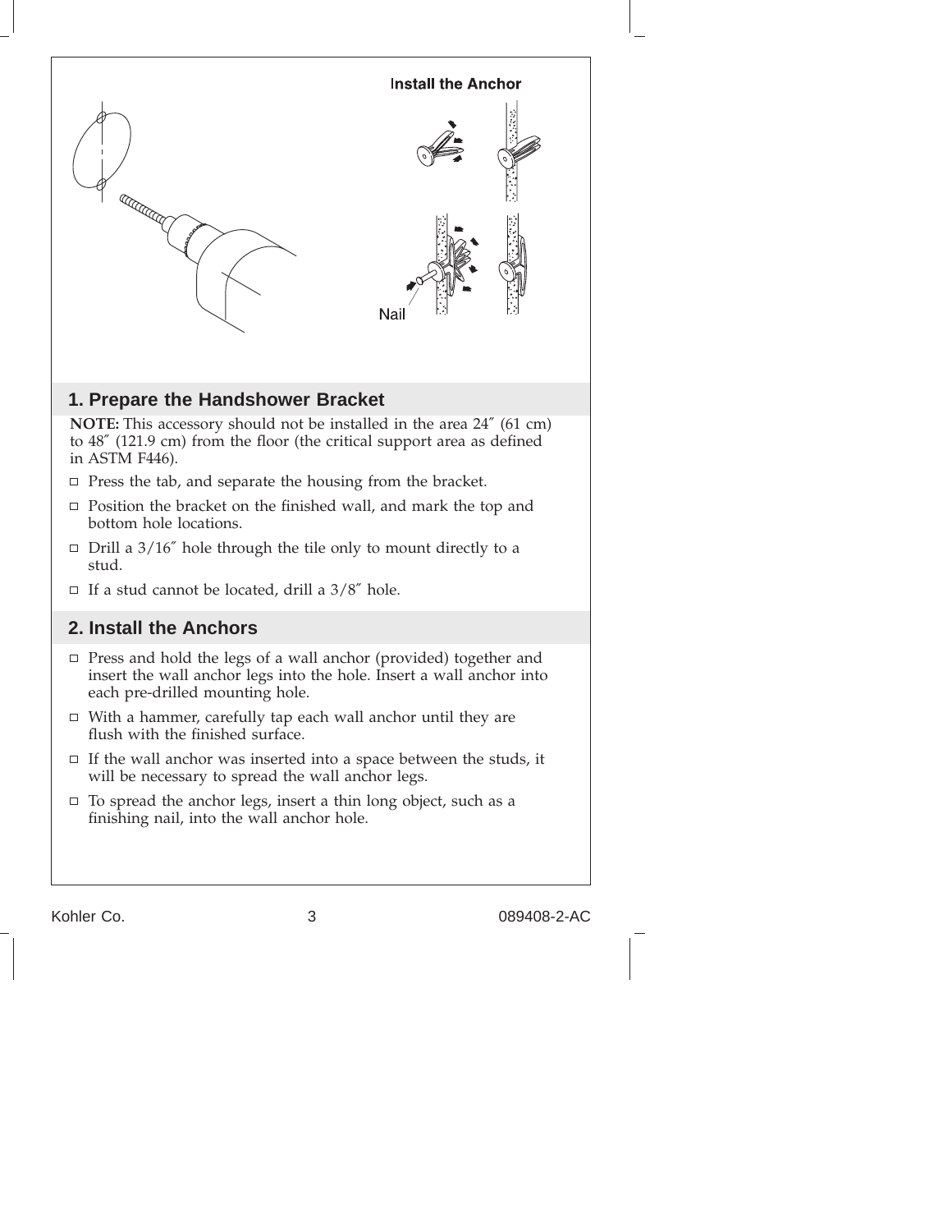Install the Anchor

Nail

## 1. Prepare the Handshower Bracket

**NOTE:** This accessory should not be installed in the area 24″ (61 cm) to 48″ (121.9 cm) from the floor (the critical support area as defined in ASTM F446).

- Press the tab, and separate the housing from the bracket.
- Position the bracket on the finished wall, and mark the top and bottom hole locations.
- Drill a 3/16″ hole through the tile only to mount directly to a stud.
- If a stud cannot be located, drill a 3/8″ hole.

## 2. Install the Anchors

- Press and hold the legs of a wall anchor (provided) together and insert the wall anchor legs into the hole. Insert a wall anchor into each pre-drilled mounting hole.
- With a hammer, carefully tap each wall anchor until they are flush with the finished surface.
- If the wall anchor was inserted into a space between the studs, it will be necessary to spread the wall anchor legs.
- To spread the anchor legs, insert a thin long object, such as a finishing nail, into the wall anchor hole.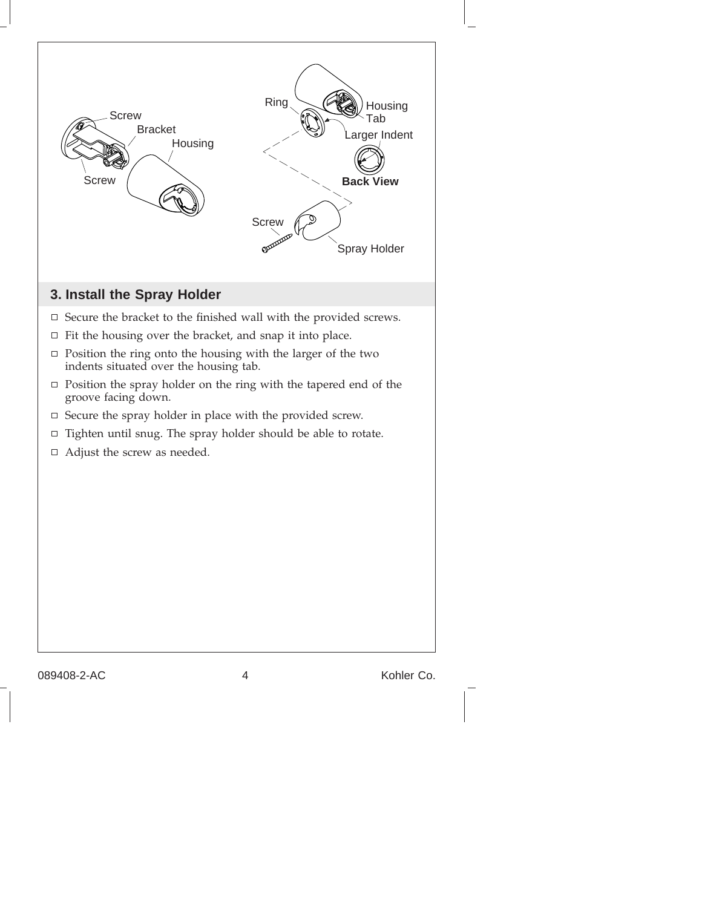Screw

Bracket

Housing

Screw

Ring

Housing Tab

Larger Indent

**Back View**

Screw

Spray Holder

## 3. Install the Spray Holder

- Secure the bracket to the finished wall with the provided screws.
- Fit the housing over the bracket, and snap it into place.
- Position the ring onto the housing with the larger of the two indents situated over the housing tab.
- Position the spray holder on the ring with the tapered end of the groove facing down.
- Secure the spray holder in place with the provided screw.
- Tighten until snug. The spray holder should be able to rotate.
- Adjust the screw as needed.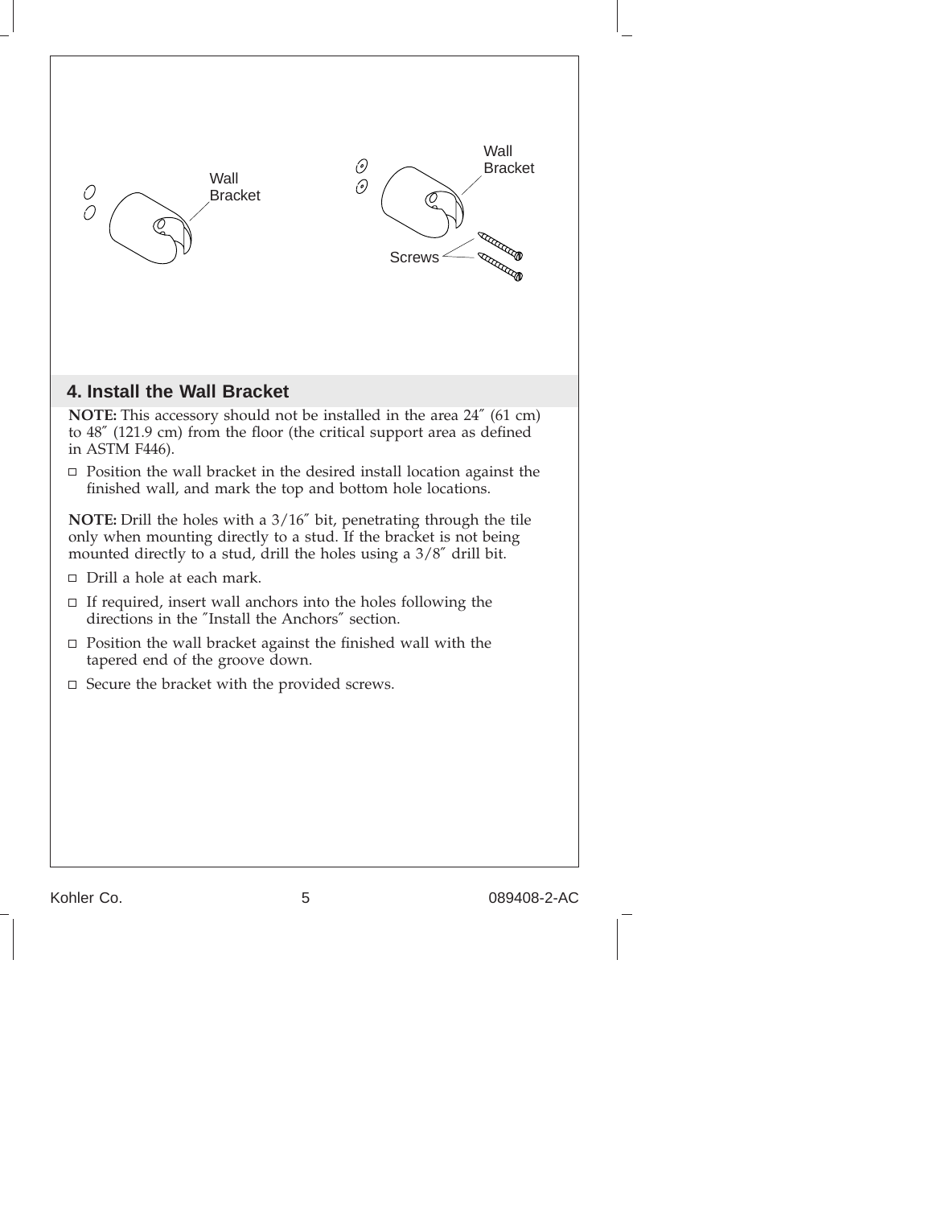Wall Bracket

Wall Bracket

Screws

## 4. Install the Wall Bracket

**NOTE:** This accessory should not be installed in the area 24″ (61 cm) to 48″ (121.9 cm) from the floor (the critical support area as defined in ASTM F446).

- Position the wall bracket in the desired install location against the finished wall, and mark the top and bottom hole locations.

**NOTE:** Drill the holes with a 3/16″ bit, penetrating through the tile only when mounting directly to a stud. If the bracket is not being mounted directly to a stud, drill the holes using a 3/8″ drill bit.

- Drill a hole at each mark.
- If required, insert wall anchors into the holes following the directions in the ″Install the Anchors″ section.
- Position the wall bracket against the finished wall with the tapered end of the groove down.
- Secure the bracket with the provided screws.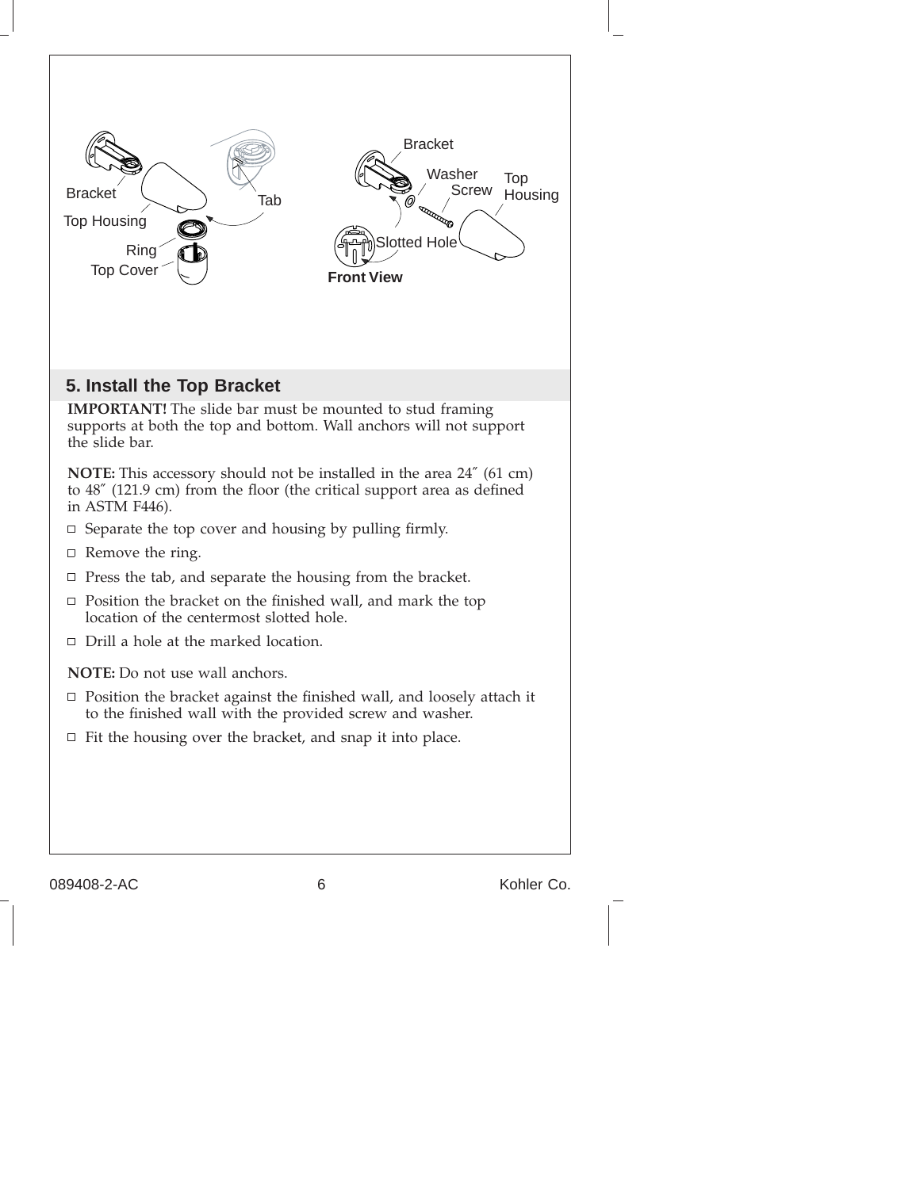## 5. Install the Top Bracket

**IMPORTANT!** The slide bar must be mounted to stud framing supports at both the top and bottom. Wall anchors will not support the slide bar.

**NOTE:** This accessory should not be installed in the area 24″ (61 cm) to 48″ (121.9 cm) from the floor (the critical support area as defined in ASTM F446).

- Separate the top cover and housing by pulling firmly.
- Remove the ring.
- Press the tab, and separate the housing from the bracket.
- Position the bracket on the finished wall, and mark the top location of the centermost slotted hole.
- Drill a hole at the marked location.

**NOTE:** Do not use wall anchors.

- Position the bracket against the finished wall, and loosely attach it to the finished wall with the provided screw and washer.
- Fit the housing over the bracket, and snap it into place.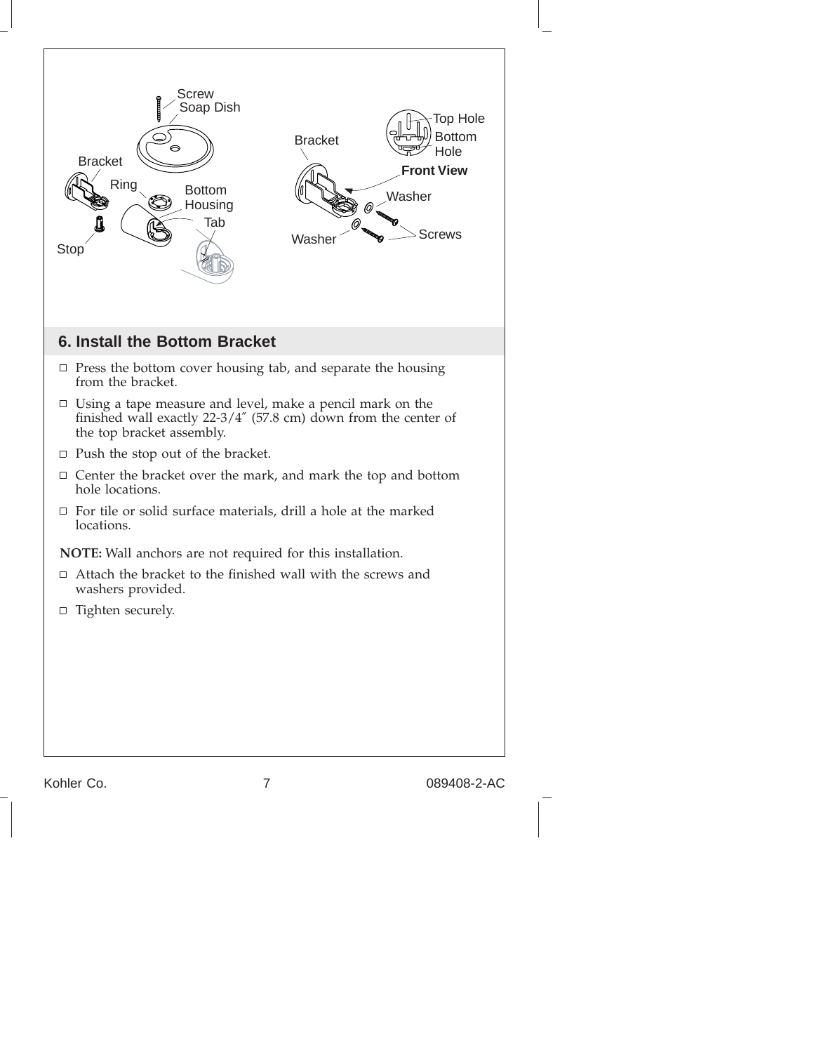## 6. Install the Bottom Bracket

- Press the bottom cover housing tab, and separate the housing from the bracket.
- Using a tape measure and level, make a pencil mark on the finished wall exactly 22-3/4″ (57.8 cm) down from the center of the top bracket assembly.
- Push the stop out of the bracket.
- Center the bracket over the mark, and mark the top and bottom hole locations.
- For tile or solid surface materials, drill a hole at the marked locations.

**NOTE:** Wall anchors are not required for this installation.

- Attach the bracket to the finished wall with the screws and washers provided.
- Tighten securely.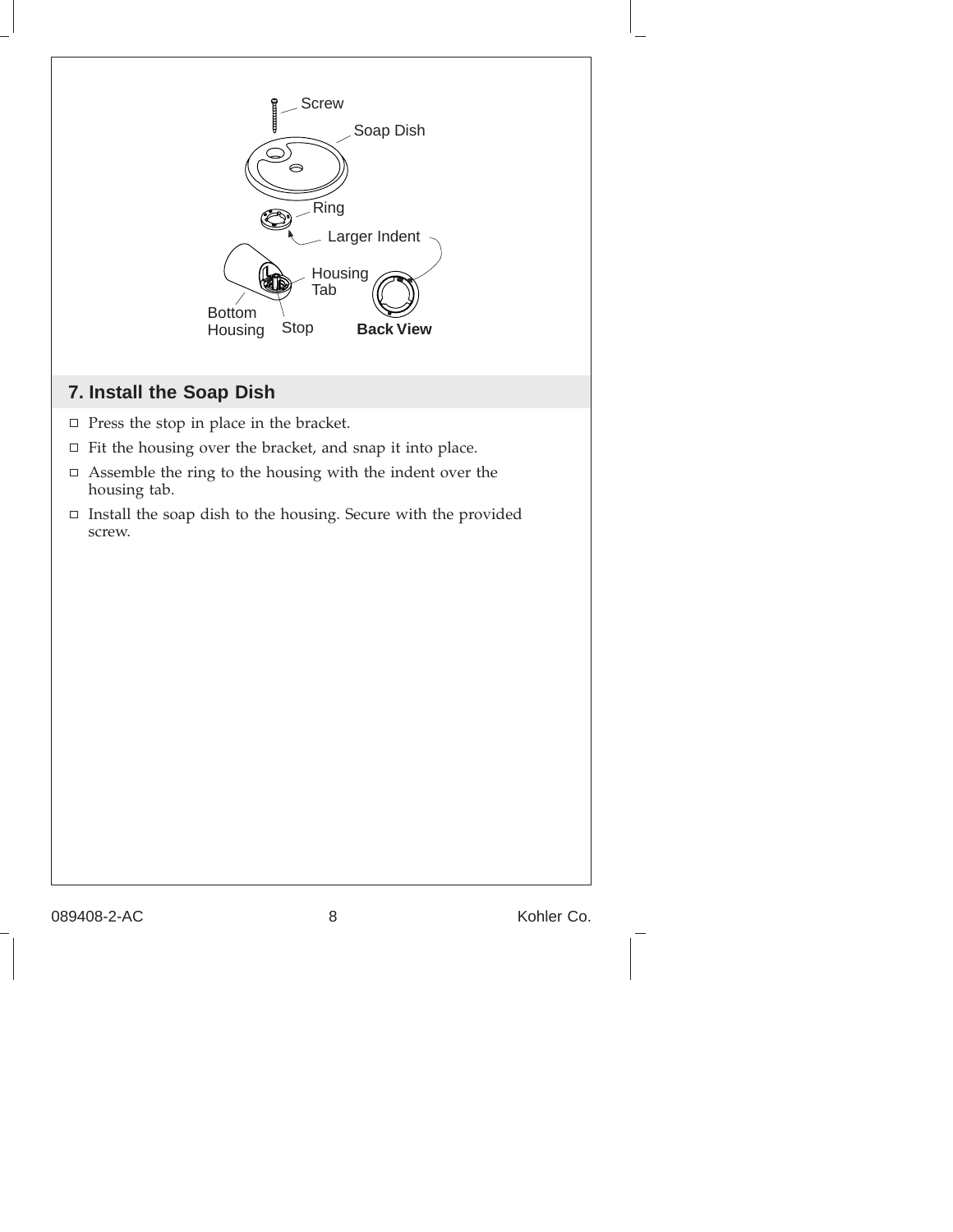Screw

Soap Dish

Ring

Larger Indent

Housing Tab

Bottom Housing

Stop

**Back View**

## 7. Install the Soap Dish

- Press the stop in place in the bracket.
- Fit the housing over the bracket, and snap it into place.
- Assemble the ring to the housing with the indent over the housing tab.
- Install the soap dish to the housing. Secure with the provided screw.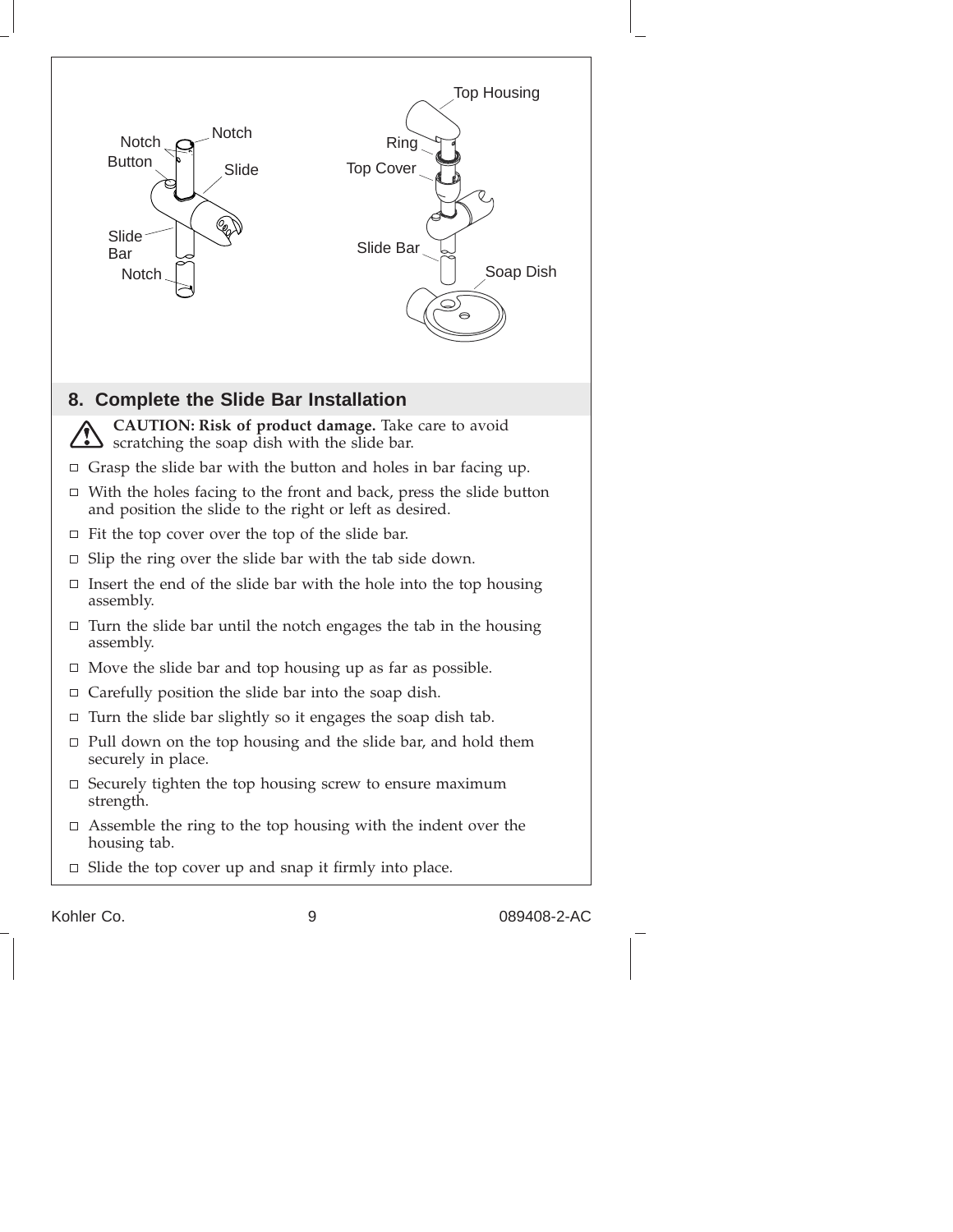## 8. Complete the Slide Bar Installation

**CAUTION: Risk of product damage.** Take care to avoid scratching the soap dish with the slide bar.

- ☐ Grasp the slide bar with the button and holes in bar facing up.
- ☐ With the holes facing to the front and back, press the slide button and position the slide to the right or left as desired.
- ☐ Fit the top cover over the top of the slide bar.
- ☐ Slip the ring over the slide bar with the tab side down.
- ☐ Insert the end of the slide bar with the hole into the top housing assembly.
- ☐ Turn the slide bar until the notch engages the tab in the housing assembly.
- ☐ Move the slide bar and top housing up as far as possible.
- ☐ Carefully position the slide bar into the soap dish.
- ☐ Turn the slide bar slightly so it engages the soap dish tab.
- ☐ Pull down on the top housing and the slide bar, and hold them securely in place.
- ☐ Securely tighten the top housing screw to ensure maximum strength.
- ☐ Assemble the ring to the top housing with the indent over the housing tab.
- ☐ Slide the top cover up and snap it firmly into place.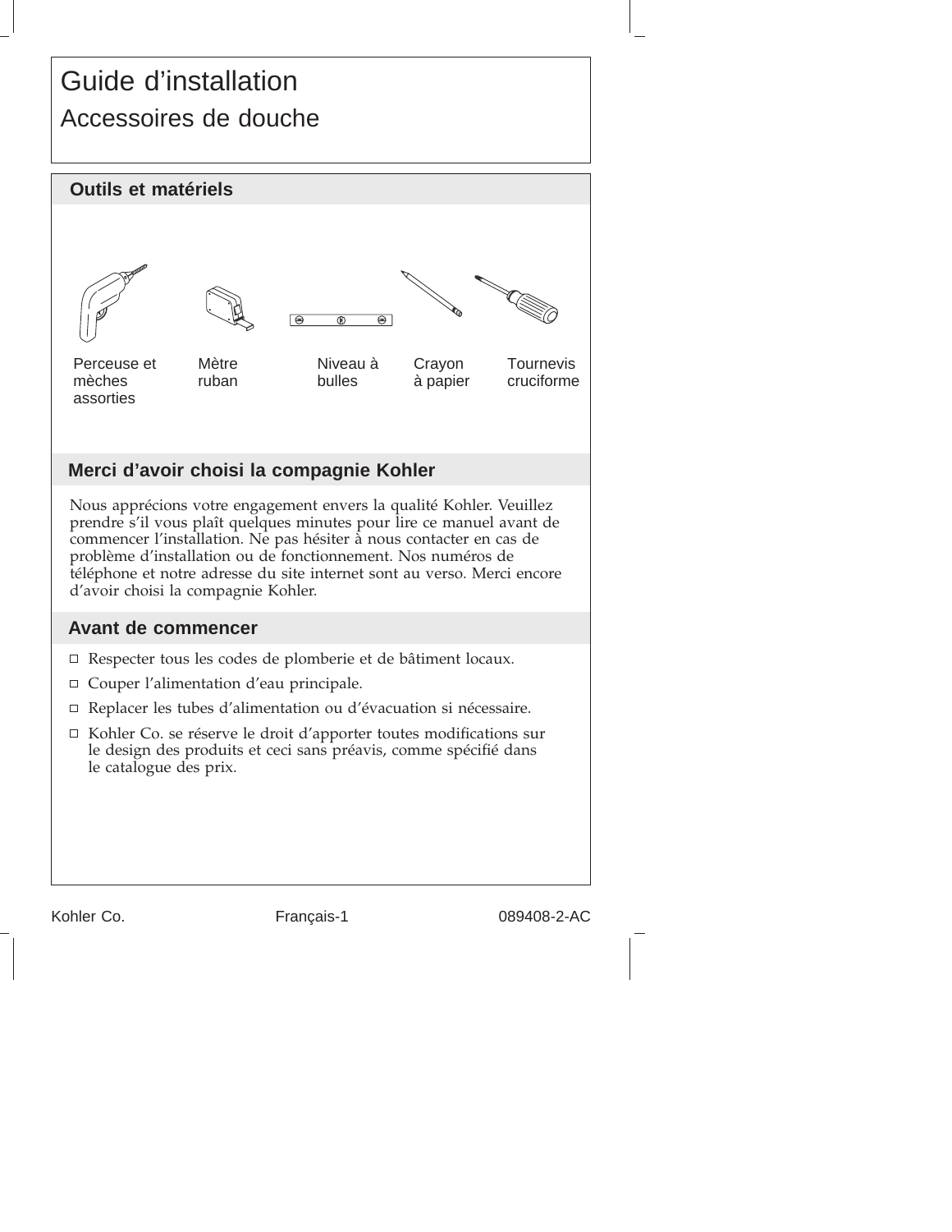# Guide d’installation

## Accessoires de douche

### Outils et matériels

Perceuse et mèches assorties

Mètre ruban

Niveau à bulles

Crayon à papier

Tournevis cruciforme

### Merci d’avoir choisi la compagnie Kohler

Nous apprécions votre engagement envers la qualité Kohler. Veuillez prendre s’il vous plaît quelques minutes pour lire ce manuel avant de commencer l’installation. Ne pas hésiter à nous contacter en cas de problème d’installation ou de fonctionnement. Nos numéros de téléphone et notre adresse du site internet sont au verso. Merci encore d’avoir choisi la compagnie Kohler.

### Avant de commencer

- Respecter tous les codes de plomberie et de bâtiment locaux.
- Couper l’alimentation d’eau principale.
- Replacer les tubes d’alimentation ou d’évacuation si nécessaire.
- Kohler Co. se réserve le droit d’apporter toutes modifications sur le design des produits et ceci sans préavis, comme spécifié dans le catalogue des prix.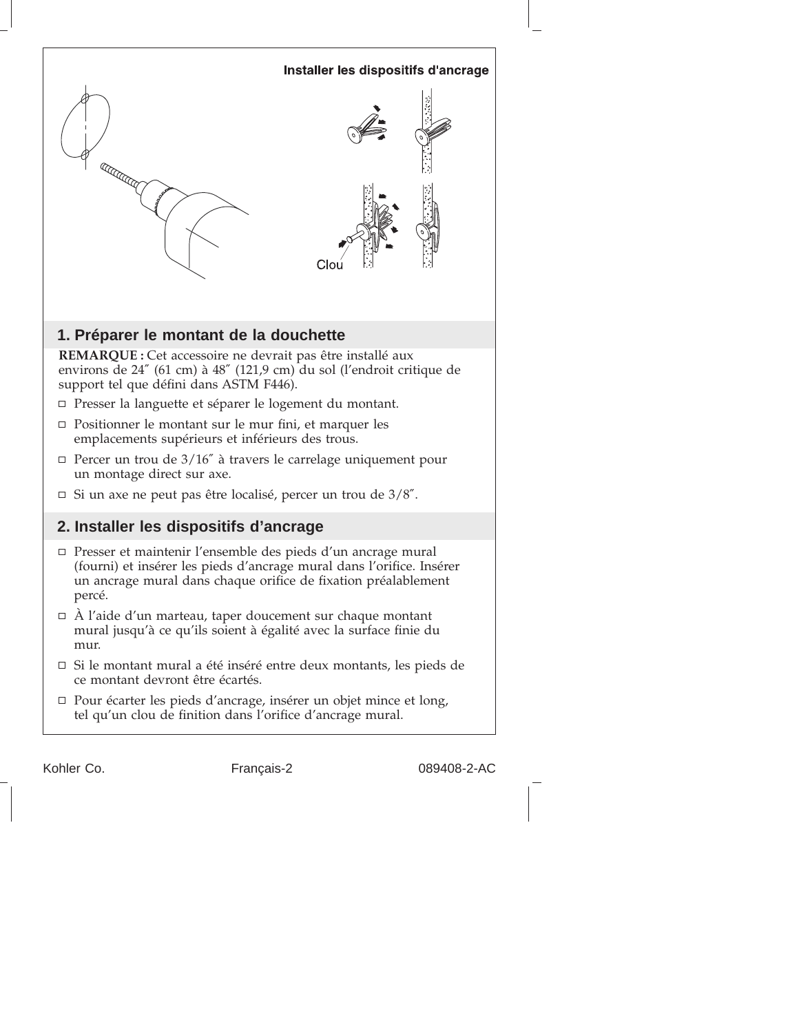Installer les dispositifs d'ancrage

Clou

## 1. Préparer le montant de la douchette

**REMARQUE :** Cet accessoire ne devrait pas être installé aux environs de 24″ (61 cm) à 48″ (121,9 cm) du sol (l'endroit critique de support tel que défini dans ASTM F446).

- Presser la languette et séparer le logement du montant.
- Positionner le montant sur le mur fini, et marquer les emplacements supérieurs et inférieurs des trous.
- Percer un trou de 3/16″ à travers le carrelage uniquement pour un montage direct sur axe.
- Si un axe ne peut pas être localisé, percer un trou de 3/8″.

## 2. Installer les dispositifs d'ancrage

- Presser et maintenir l'ensemble des pieds d'un ancrage mural (fourni) et insérer les pieds d'ancrage mural dans l'orifice. Insérer un ancrage mural dans chaque orifice de fixation préalablement percé.
- À l'aide d'un marteau, taper doucement sur chaque montant mural jusqu'à ce qu'ils soient à égalité avec la surface finie du mur.
- Si le montant mural a été inséré entre deux montants, les pieds de ce montant devront être écartés.
- Pour écarter les pieds d'ancrage, insérer un objet mince et long, tel qu'un clou de finition dans l'orifice d'ancrage mural.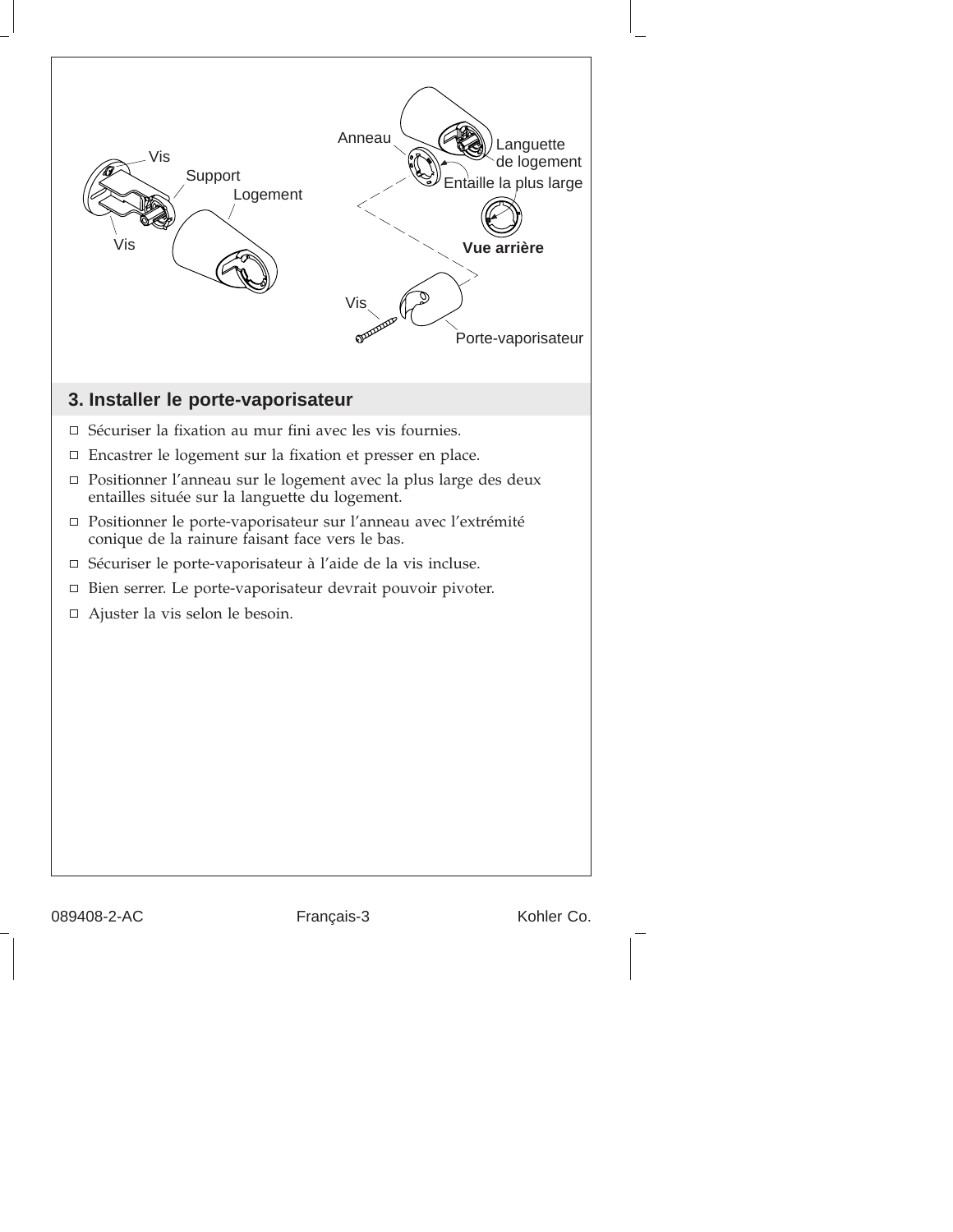Vis

Support

Logement

Vis

Anneau

Languette de logement

Entaille la plus large

Vue arrière

Vis

Porte-vaporisateur

## 3. Installer le porte-vaporisateur

- ☐ Sécuriser la fixation au mur fini avec les vis fournies.
- ☐ Encastrer le logement sur la fixation et presser en place.
- ☐ Positionner l'anneau sur le logement avec la plus large des deux entailles située sur la languette du logement.
- ☐ Positionner le porte-vaporisateur sur l'anneau avec l'extrémité conique de la rainure faisant face vers le bas.
- ☐ Sécuriser le porte-vaporisateur à l'aide de la vis incluse.
- ☐ Bien serrer. Le porte-vaporisateur devrait pouvoir pivoter.
- ☐ Ajuster la vis selon le besoin.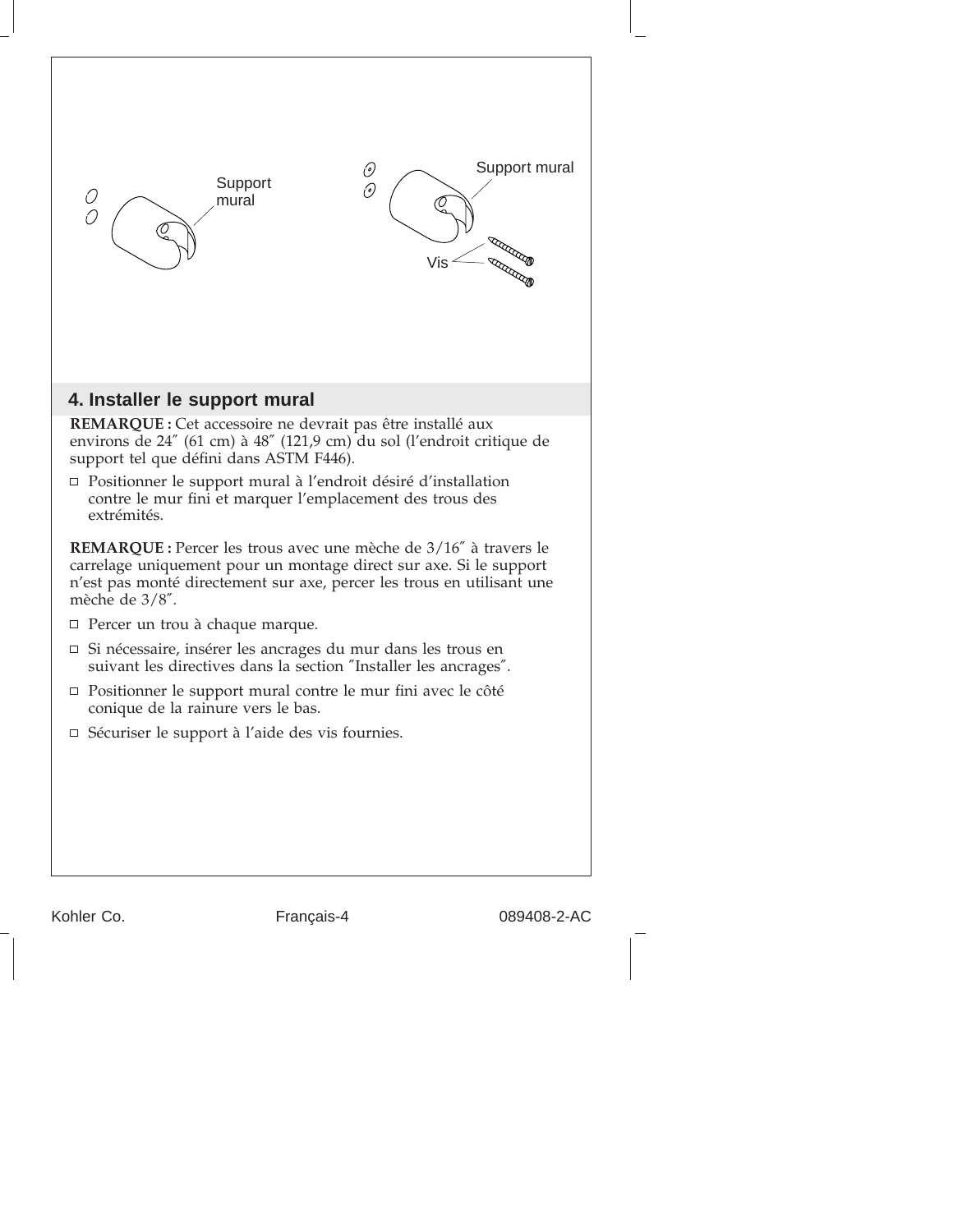Support mural

Support mural

Vis

## 4. Installer le support mural

**REMARQUE :** Cet accessoire ne devrait pas être installé aux environs de 24″ (61 cm) à 48″ (121,9 cm) du sol (l’endroit critique de support tel que défini dans ASTM F446).

- Positionner le support mural à l’endroit désiré d’installation contre le mur fini et marquer l’emplacement des trous des extrémités.

**REMARQUE :** Percer les trous avec une mèche de 3/16″ à travers le carrelage uniquement pour un montage direct sur axe. Si le support n’est pas monté directement sur axe, percer les trous en utilisant une mèche de 3/8″.

- Percer un trou à chaque marque.
- Si nécessaire, insérer les ancrages du mur dans les trous en suivant les directives dans la section ″Installer les ancrages″.
- Positionner le support mural contre le mur fini avec le côté conique de la rainure vers le bas.
- Sécuriser le support à l’aide des vis fournies.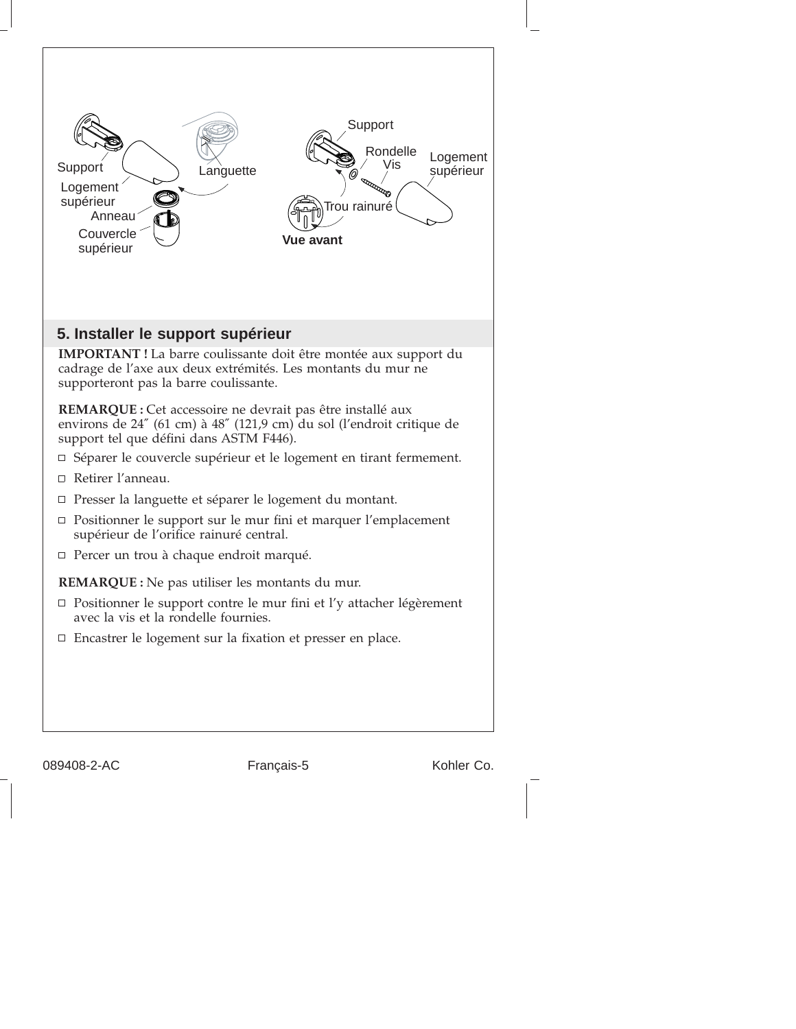Support

Languette

Logement supérieur

Anneau

Couvercle supérieur

Support

Rondelle

Vis

Logement supérieur

Trou rainuré

**Vue avant**

## 5. Installer le support supérieur

**IMPORTANT !** La barre coulissante doit être montée aux support du cadrage de l'axe aux deux extrémités. Les montants du mur ne supporteront pas la barre coulissante.

**REMARQUE :** Cet accessoire ne devrait pas être installé aux environs de 24″ (61 cm) à 48″ (121,9 cm) du sol (l'endroit critique de support tel que défini dans ASTM F446).

- ☐ Séparer le couvercle supérieur et le logement en tirant fermement.
- ☐ Retirer l'anneau.
- ☐ Presser la languette et séparer le logement du montant.
- ☐ Positionner le support sur le mur fini et marquer l'emplacement supérieur de l'orifice rainuré central.
- ☐ Percer un trou à chaque endroit marqué.

**REMARQUE :** Ne pas utiliser les montants du mur.

- ☐ Positionner le support contre le mur fini et l'y attacher légèrement avec la vis et la rondelle fournies.
- ☐ Encastrer le logement sur la fixation et presser en place.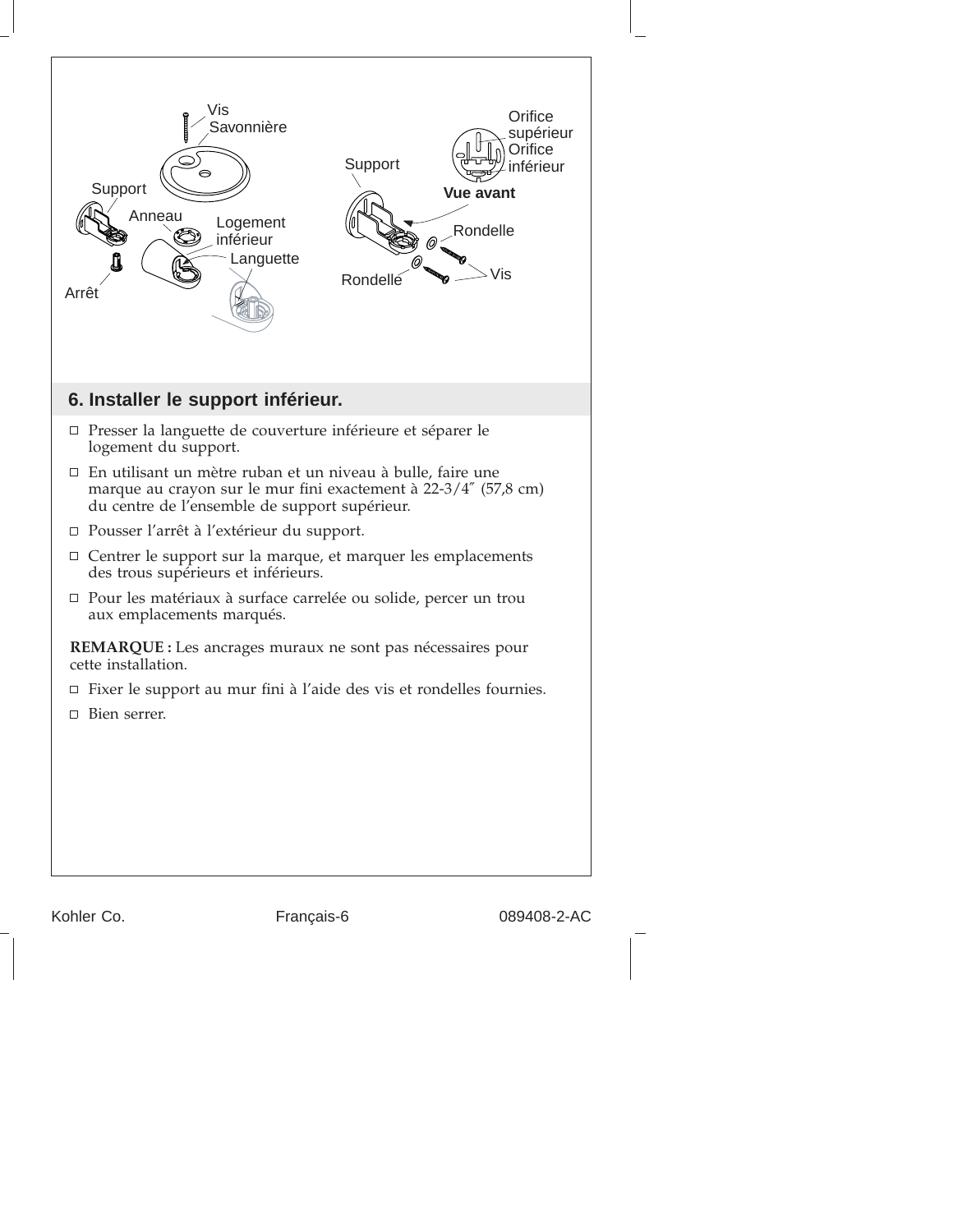## 6. Installer le support inférieur.

- Presser la languette de couverture inférieure et séparer le logement du support.
- En utilisant un mètre ruban et un niveau à bulle, faire une marque au crayon sur le mur fini exactement à 22-3/4″ (57,8 cm) du centre de l'ensemble de support supérieur.
- Pousser l'arrêt à l'extérieur du support.
- Centrer le support sur la marque, et marquer les emplacements des trous supérieurs et inférieurs.
- Pour les matériaux à surface carrelée ou solide, percer un trou aux emplacements marqués.

**REMARQUE :** Les ancrages muraux ne sont pas nécessaires pour cette installation.

- Fixer le support au mur fini à l'aide des vis et rondelles fournies.
- Bien serrer.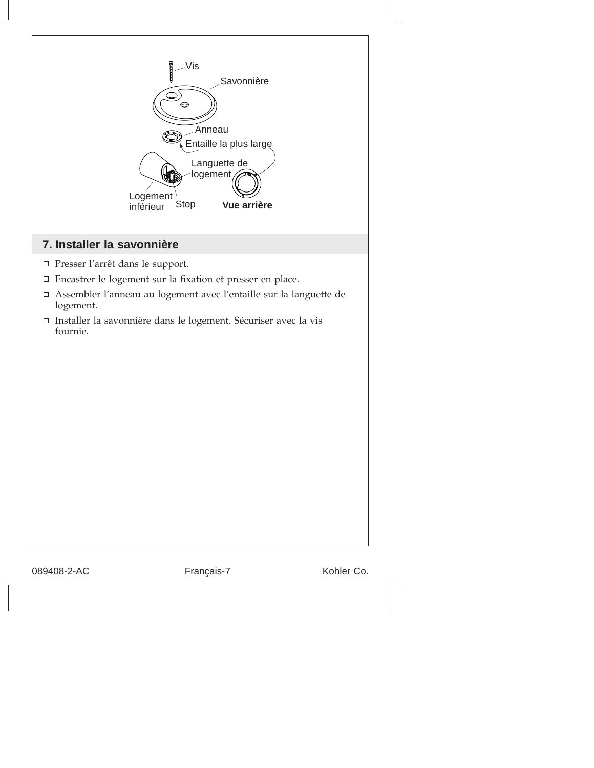Vis

Savonnière

Anneau

Entaille la plus large

Languette de logement

Logement inférieur

Stop

**Vue arrière**

## 7. Installer la savonnière

- ☐ Presser l'arrêt dans le support.
- ☐ Encastrer le logement sur la fixation et presser en place.
- ☐ Assembler l'anneau au logement avec l'entaille sur la languette de logement.
- ☐ Installer la savonnière dans le logement. Sécuriser avec la vis fournie.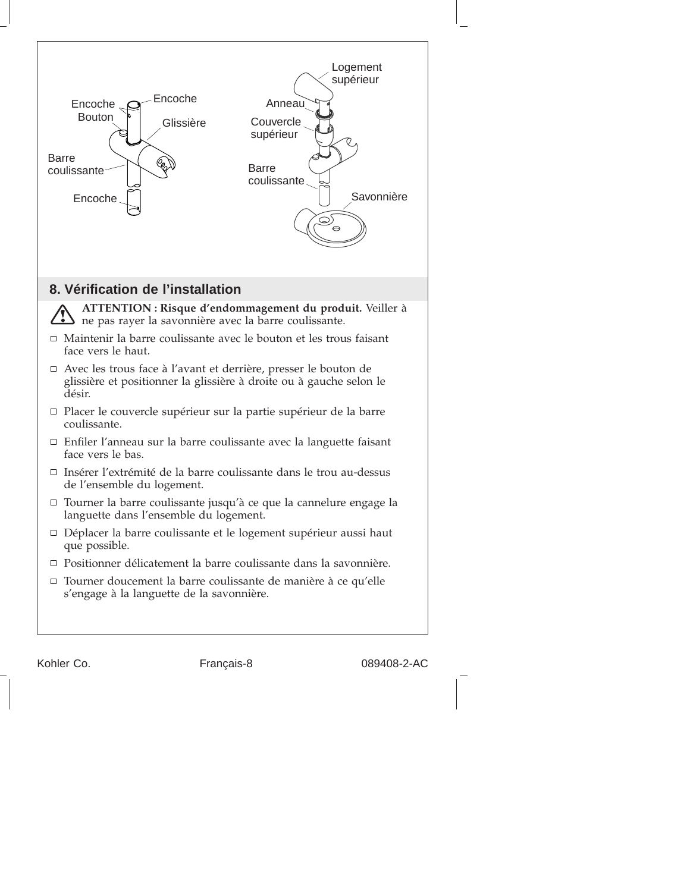Encoche
Bouton
Encoche
Glissière
Barre coulissante
Encoche

Logement supérieur
Anneau
Couvercle supérieur
Barre coulissante
Savonnière

## 8. Vérification de l'installation

**ATTENTION : Risque d'endommagement du produit.** Veiller à ne pas rayer la savonnière avec la barre coulissante.

- ☐ Maintenir la barre coulissante avec le bouton et les trous faisant face vers le haut.
- ☐ Avec les trous face à l'avant et derrière, presser le bouton de glissière et positionner la glissière à droite ou à gauche selon le désir.
- ☐ Placer le couvercle supérieur sur la partie supérieur de la barre coulissante.
- ☐ Enfiler l'anneau sur la barre coulissante avec la languette faisant face vers le bas.
- ☐ Insérer l'extrémité de la barre coulissante dans le trou au-dessus de l'ensemble du logement.
- ☐ Tourner la barre coulissante jusqu'à ce que la cannelure engage la languette dans l'ensemble du logement.
- ☐ Déplacer la barre coulissante et le logement supérieur aussi haut que possible.
- ☐ Positionner délicatement la barre coulissante dans la savonnière.
- ☐ Tourner doucement la barre coulissante de manière à ce qu'elle s'engage à la languette de la savonnière.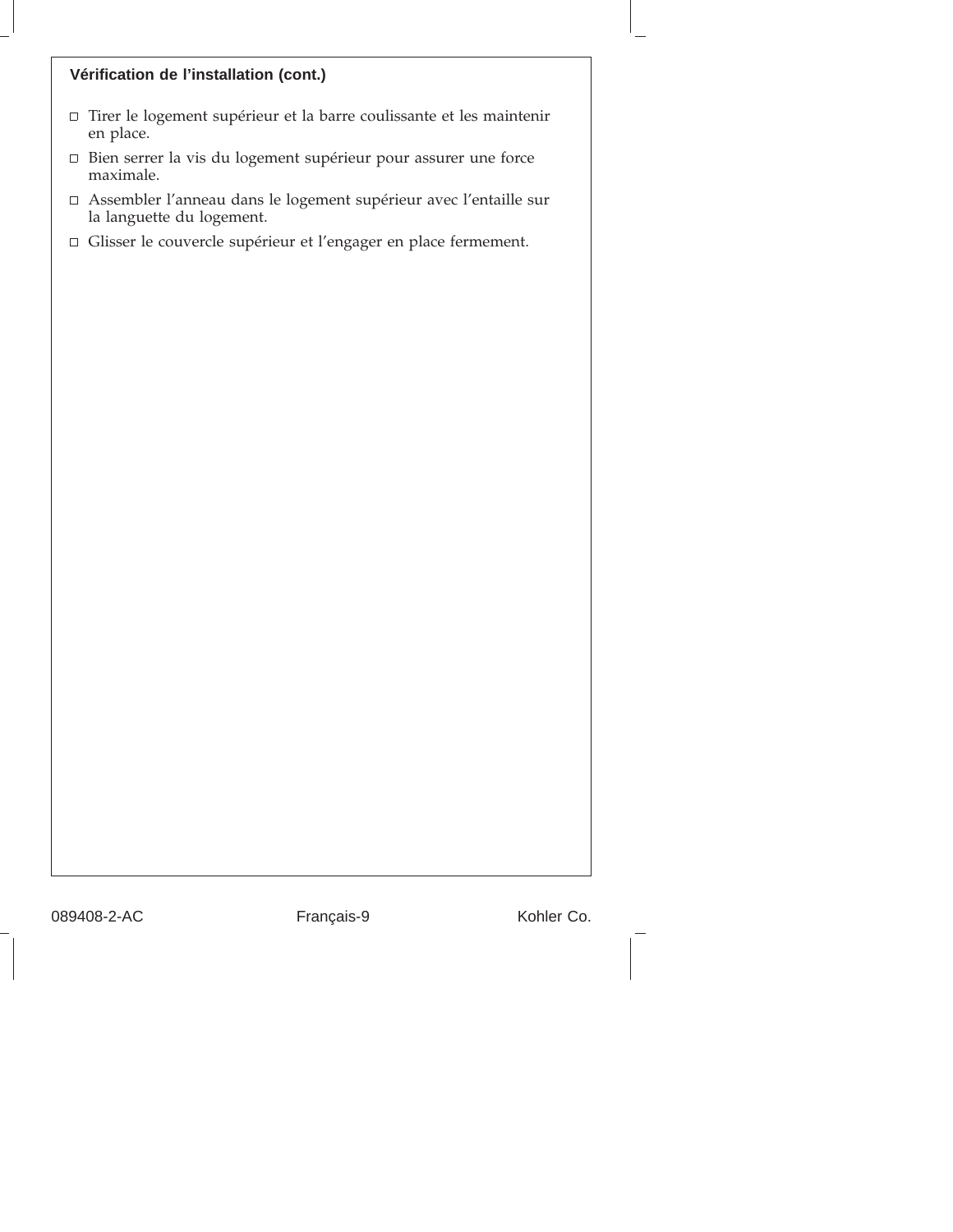### Vérification de l'installation (cont.)

- ☐ Tirer le logement supérieur et la barre coulissante et les maintenir en place.
- ☐ Bien serrer la vis du logement supérieur pour assurer une force maximale.
- ☐ Assembler l'anneau dans le logement supérieur avec l'entaille sur la languette du logement.
- ☐ Glisser le couvercle supérieur et l'engager en place fermement.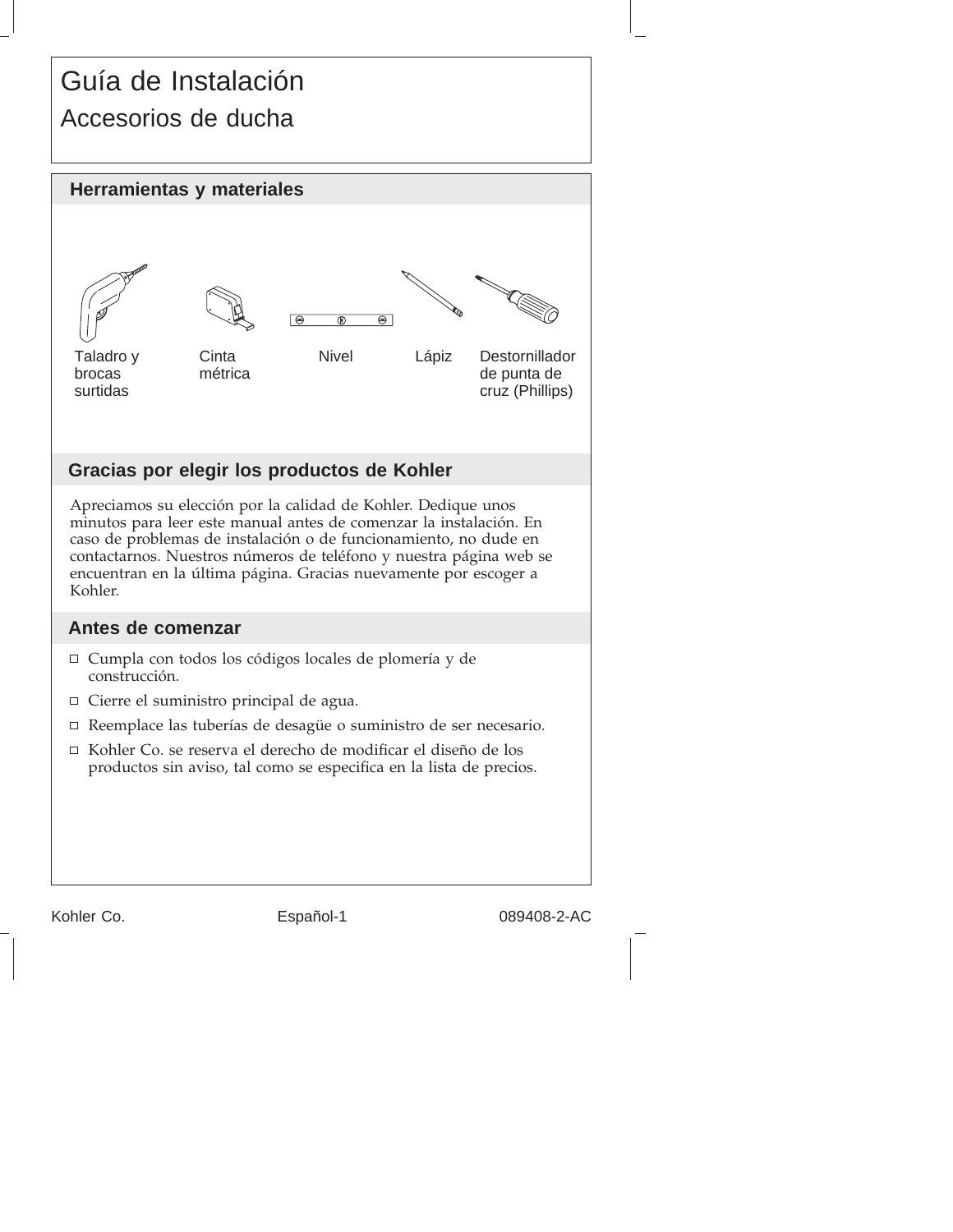# Guía de Instalación

## Accesorios de ducha

### Herramientas y materiales

Taladro y brocas surtidas

Cinta métrica

Nivel

Lápiz

Destornillador de punta de cruz (Phillips)

### Gracias por elegir los productos de Kohler

Apreciamos su elección por la calidad de Kohler. Dedique unos minutos para leer este manual antes de comenzar la instalación. En caso de problemas de instalación o de funcionamiento, no dude en contactarnos. Nuestros números de teléfono y nuestra página web se encuentran en la última página. Gracias nuevamente por escoger a Kohler.

### Antes de comenzar

- Cumpla con todos los códigos locales de plomería y de construcción.
- Cierre el suministro principal de agua.
- Reemplace las tuberías de desagüe o suministro de ser necesario.
- Kohler Co. se reserva el derecho de modificar el diseño de los productos sin aviso, tal como se especifica en la lista de precios.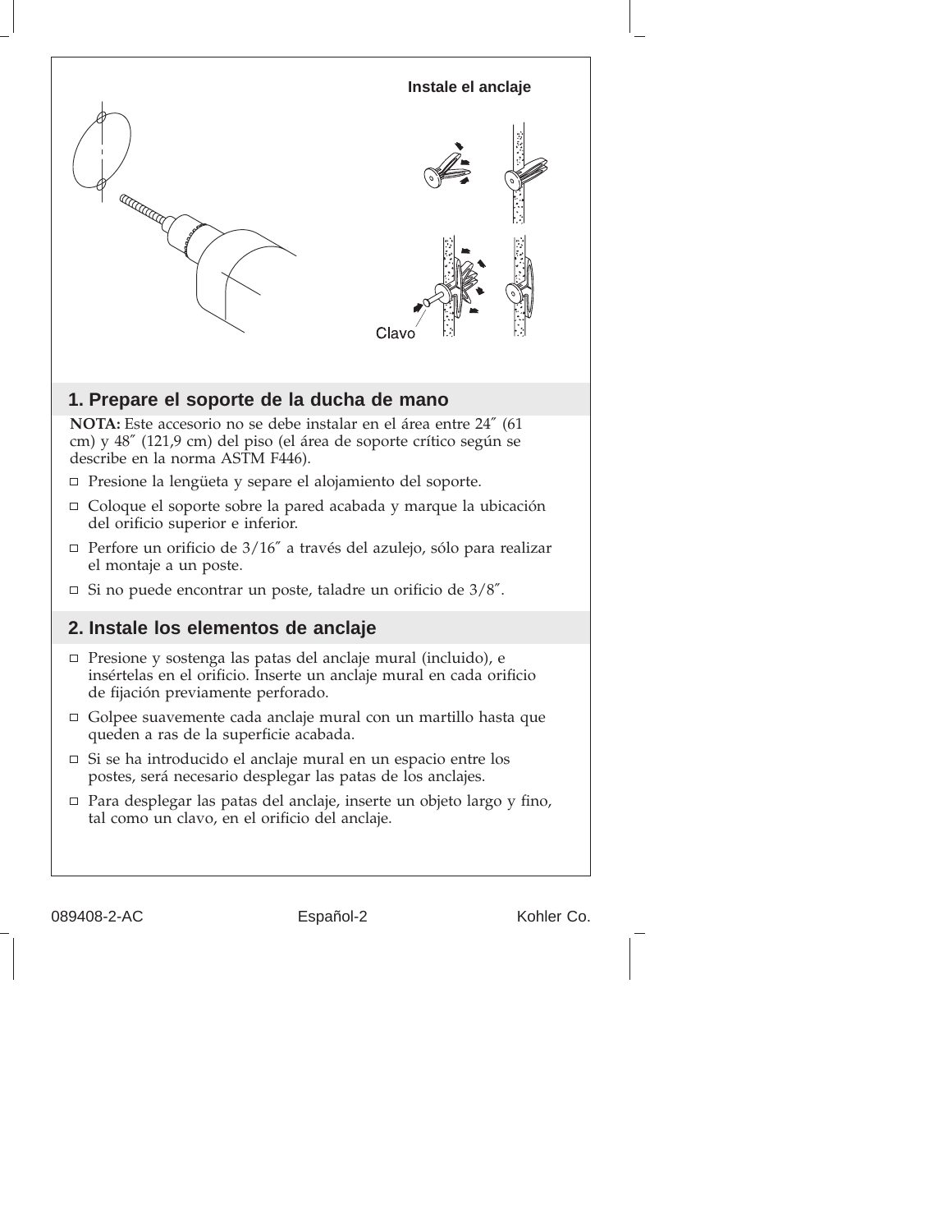Instale el anclaje

Clavo

## 1. Prepare el soporte de la ducha de mano

**NOTA:** Este accesorio no se debe instalar en el área entre 24″ (61 cm) y 48″ (121,9 cm) del piso (el área de soporte crítico según se describe en la norma ASTM F446).

- Presione la lengüeta y separe el alojamiento del soporte.
- Coloque el soporte sobre la pared acabada y marque la ubicación del orificio superior e inferior.
- Perfore un orificio de 3/16″ a través del azulejo, sólo para realizar el montaje a un poste.
- Si no puede encontrar un poste, taladre un orificio de 3/8″.

## 2. Instale los elementos de anclaje

- Presione y sostenga las patas del anclaje mural (incluido), e insértelas en el orificio. Inserte un anclaje mural en cada orificio de fijación previamente perforado.
- Golpee suavemente cada anclaje mural con un martillo hasta que queden a ras de la superficie acabada.
- Si se ha introducido el anclaje mural en un espacio entre los postes, será necesario desplegar las patas de los anclajes.
- Para desplegar las patas del anclaje, inserte un objeto largo y fino, tal como un clavo, en el orificio del anclaje.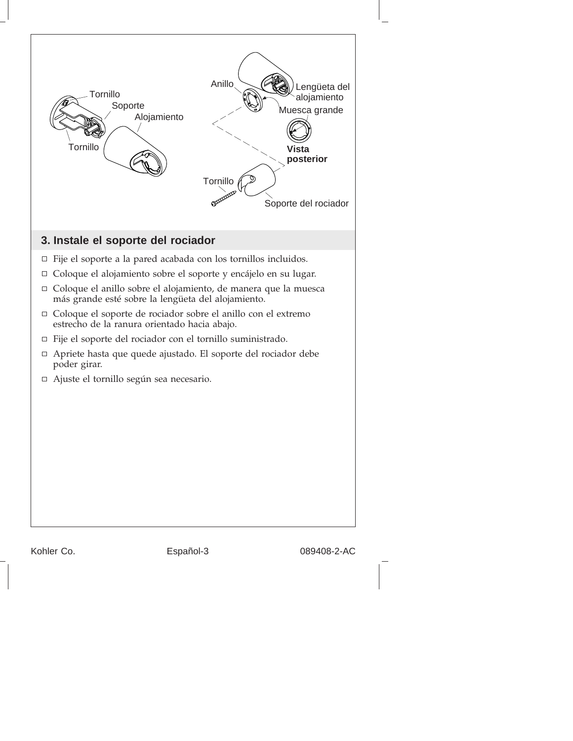## 3. Instale el soporte del rociador

- Fije el soporte a la pared acabada con los tornillos incluidos.
- Coloque el alojamiento sobre el soporte y encájelo en su lugar.
- Coloque el anillo sobre el alojamiento, de manera que la muesca más grande esté sobre la lengüeta del alojamiento.
- Coloque el soporte de rociador sobre el anillo con el extremo estrecho de la ranura orientado hacia abajo.
- Fije el soporte del rociador con el tornillo suministrado.
- Apriete hasta que quede ajustado. El soporte del rociador debe poder girar.
- Ajuste el tornillo según sea necesario.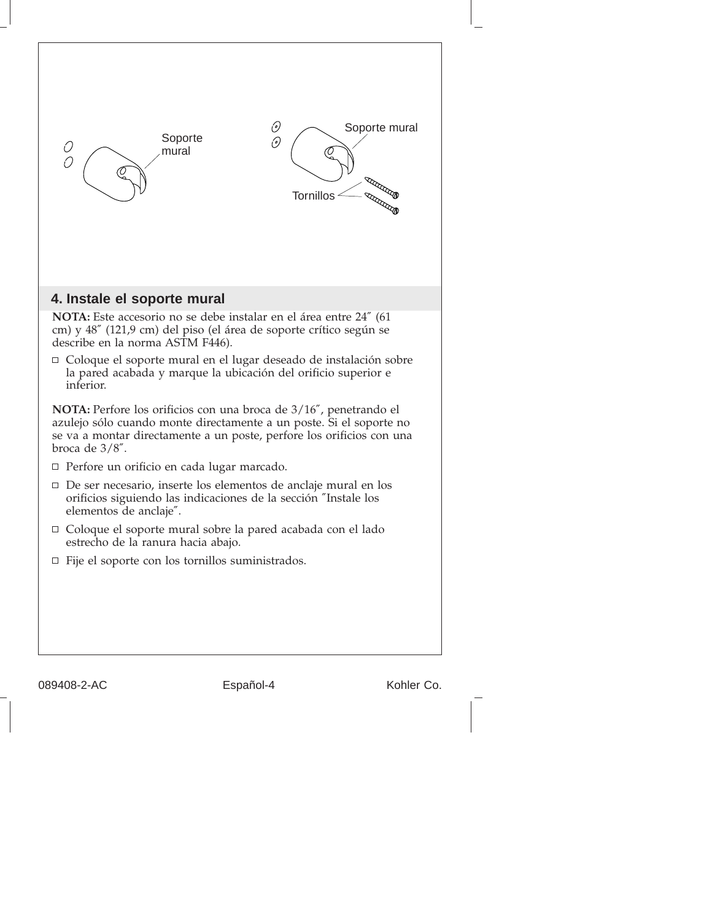Soporte mural

Soporte mural

Tornillos

## 4. Instale el soporte mural

**NOTA:** Este accesorio no se debe instalar en el área entre 24″ (61 cm) y 48″ (121,9 cm) del piso (el área de soporte crítico según se describe en la norma ASTM F446).

- Coloque el soporte mural en el lugar deseado de instalación sobre la pared acabada y marque la ubicación del orificio superior e inferior.

**NOTA:** Perfore los orificios con una broca de 3/16″, penetrando el azulejo sólo cuando monte directamente a un poste. Si el soporte no se va a montar directamente a un poste, perfore los orificios con una broca de 3/8″.

- Perfore un orificio en cada lugar marcado.
- De ser necesario, inserte los elementos de anclaje mural en los orificios siguiendo las indicaciones de la sección ″Instale los elementos de anclaje″.
- Coloque el soporte mural sobre la pared acabada con el lado estrecho de la ranura hacia abajo.
- Fije el soporte con los tornillos suministrados.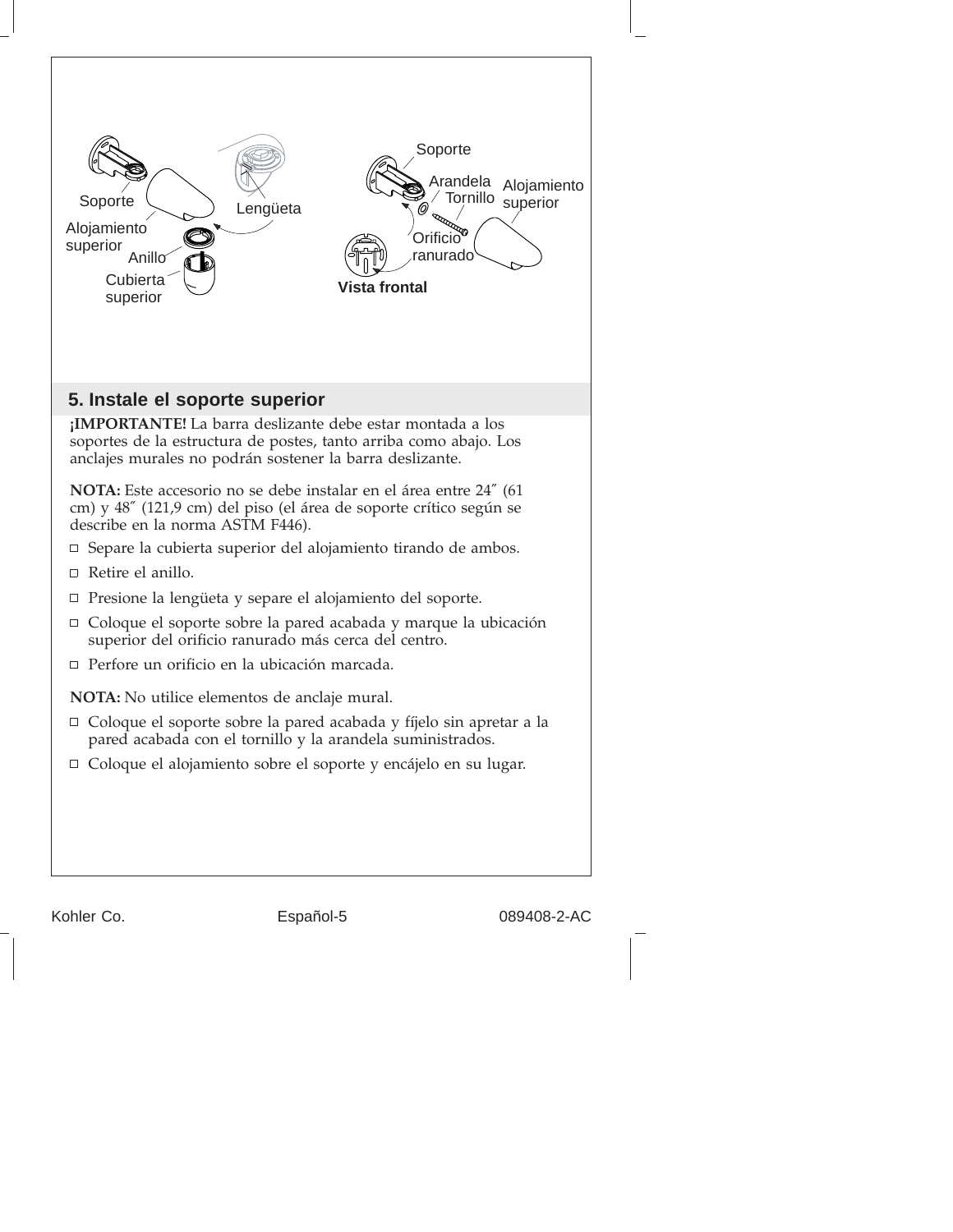## 5. Instale el soporte superior

**¡IMPORTANTE!** La barra deslizante debe estar montada a los soportes de la estructura de postes, tanto arriba como abajo. Los anclajes murales no podrán sostener la barra deslizante.

**NOTA:** Este accesorio no se debe instalar en el área entre 24″ (61 cm) y 48″ (121,9 cm) del piso (el área de soporte crítico según se describe en la norma ASTM F446).

- Separe la cubierta superior del alojamiento tirando de ambos.
- Retire el anillo.
- Presione la lengüeta y separe el alojamiento del soporte.
- Coloque el soporte sobre la pared acabada y marque la ubicación superior del orificio ranurado más cerca del centro.
- Perfore un orificio en la ubicación marcada.

**NOTA:** No utilice elementos de anclaje mural.

- Coloque el soporte sobre la pared acabada y fíjelo sin apretar a la pared acabada con el tornillo y la arandela suministrados.
- Coloque el alojamiento sobre el soporte y encájelo en su lugar.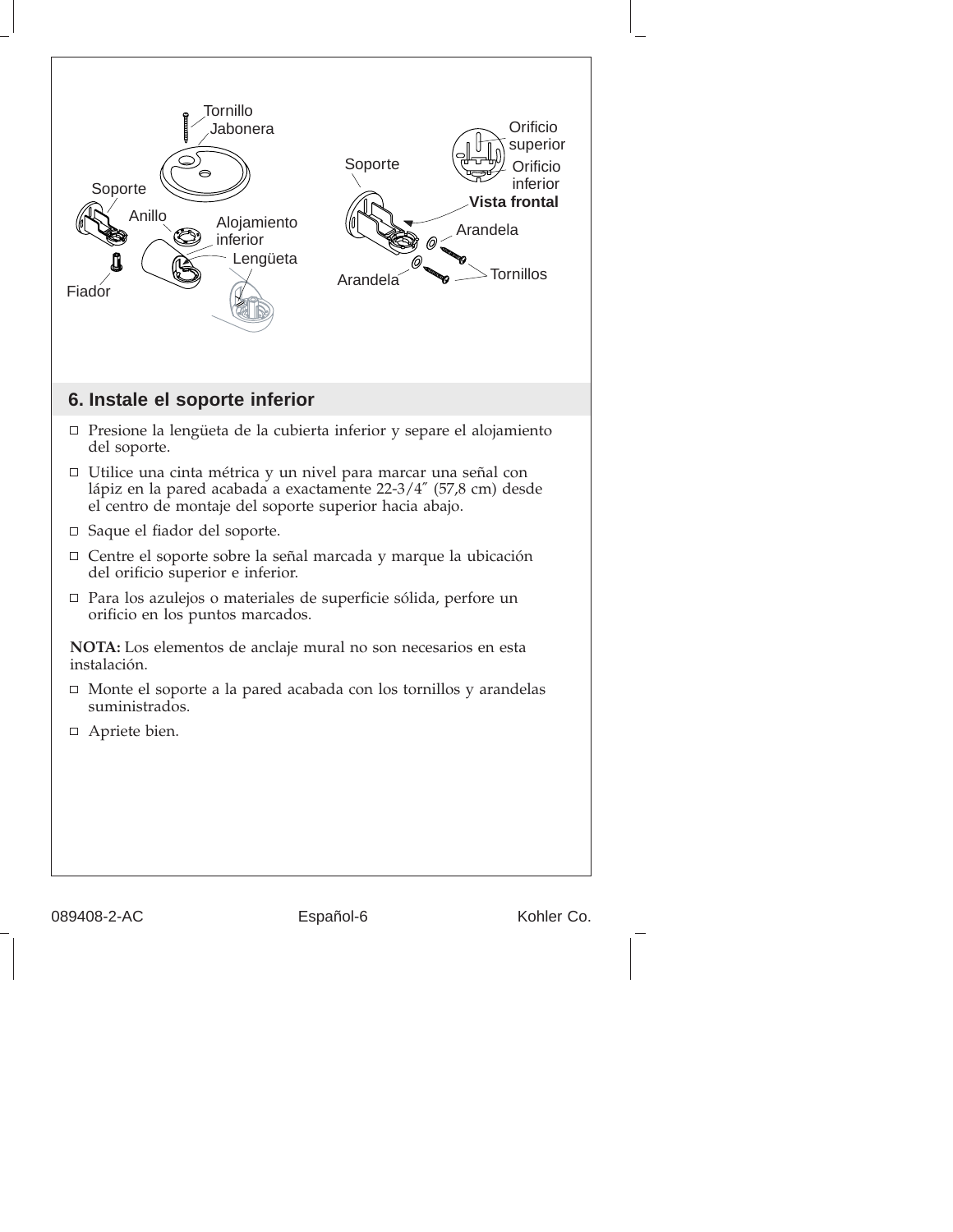## 6. Instale el soporte inferior

- Presione la lengüeta de la cubierta inferior y separe el alojamiento del soporte.
- Utilice una cinta métrica y un nivel para marcar una señal con lápiz en la pared acabada a exactamente 22-3/4″ (57,8 cm) desde el centro de montaje del soporte superior hacia abajo.
- Saque el fiador del soporte.
- Centre el soporte sobre la señal marcada y marque la ubicación del orificio superior e inferior.
- Para los azulejos o materiales de superficie sólida, perfore un orificio en los puntos marcados.

**NOTA:** Los elementos de anclaje mural no son necesarios en esta instalación.

- Monte el soporte a la pared acabada con los tornillos y arandelas suministrados.
- Apriete bien.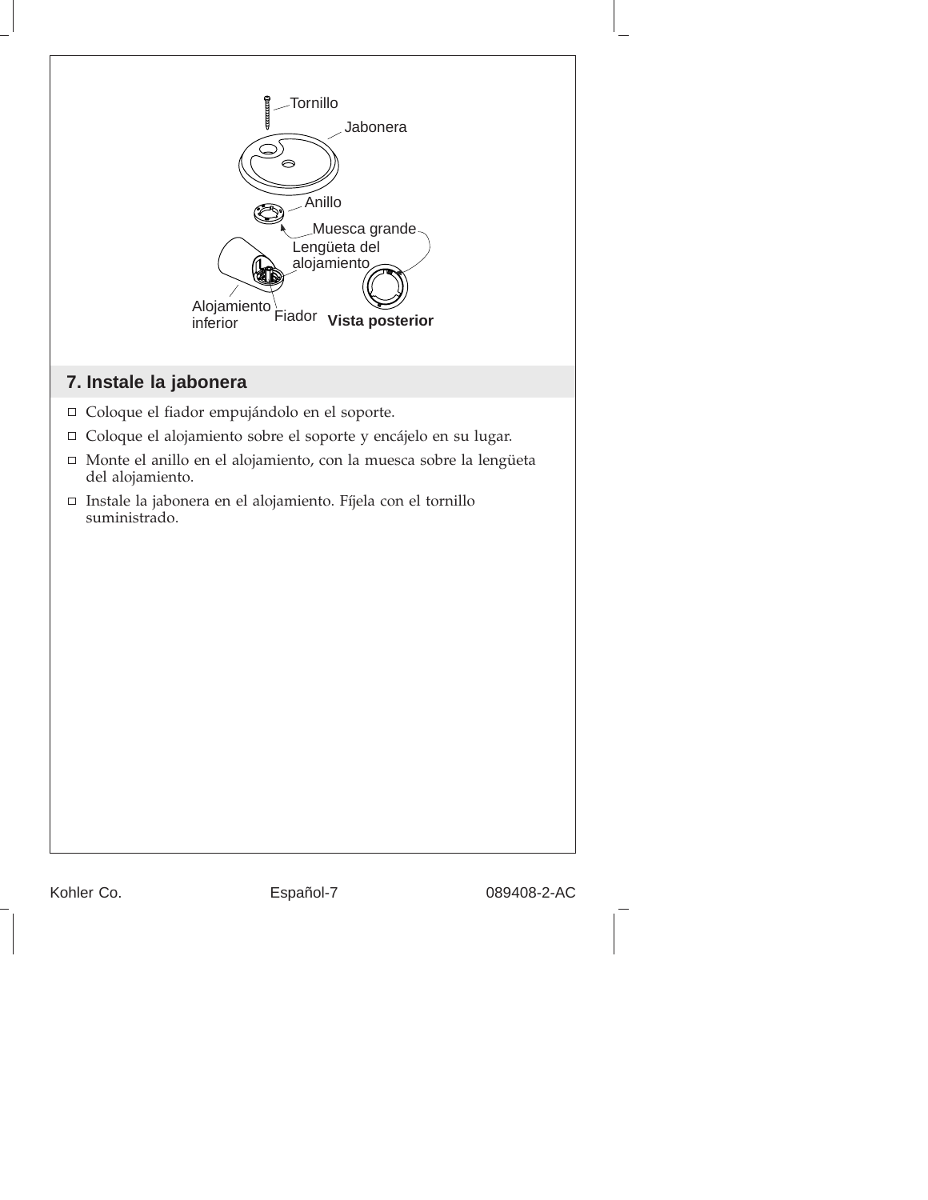Tornillo

Jabonera

Anillo

Muesca grande

Lengüeta del alojamiento

Alojamiento inferior

Fiador

**Vista posterior**

## 7. Instale la jabonera

- ☐ Coloque el fiador empujándolo en el soporte.
- ☐ Coloque el alojamiento sobre el soporte y encájelo en su lugar.
- ☐ Monte el anillo en el alojamiento, con la muesca sobre la lengüeta del alojamiento.
- ☐ Instale la jabonera en el alojamiento. Fíjela con el tornillo suministrado.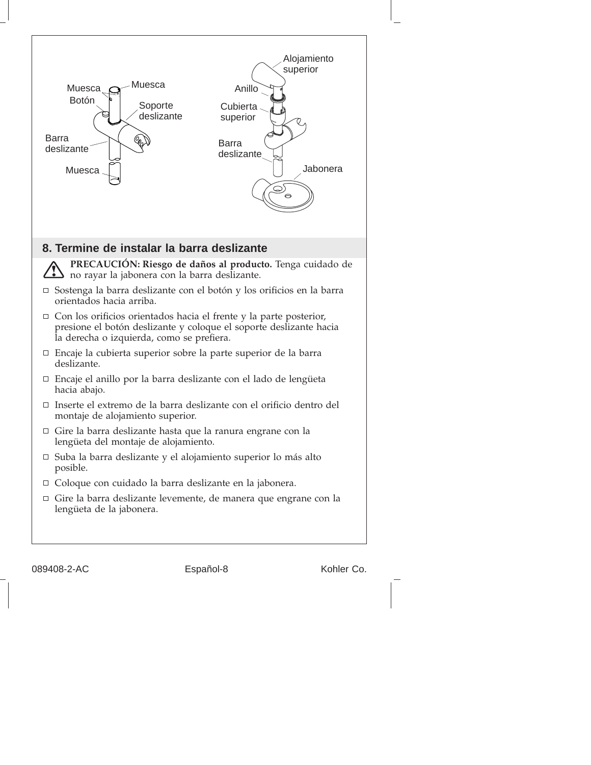Muesca
Muesca
Botón
Soporte deslizante
Barra deslizante
Muesca

Alojamiento superior
Anillo
Cubierta superior
Barra deslizante
Jabonera

## 8. Termine de instalar la barra deslizante

**PRECAUCIÓN: Riesgo de daños al producto.** Tenga cuidado de no rayar la jabonera con la barra deslizante.

- ☐ Sostenga la barra deslizante con el botón y los orificios en la barra orientados hacia arriba.
- ☐ Con los orificios orientados hacia el frente y la parte posterior, presione el botón deslizante y coloque el soporte deslizante hacia la derecha o izquierda, como se prefiera.
- ☐ Encaje la cubierta superior sobre la parte superior de la barra deslizante.
- ☐ Encaje el anillo por la barra deslizante con el lado de lengüeta hacia abajo.
- ☐ Inserte el extremo de la barra deslizante con el orificio dentro del montaje de alojamiento superior.
- ☐ Gire la barra deslizante hasta que la ranura engrane con la lengüeta del montaje de alojamiento.
- ☐ Suba la barra deslizante y el alojamiento superior lo más alto posible.
- ☐ Coloque con cuidado la barra deslizante en la jabonera.
- ☐ Gire la barra deslizante levemente, de manera que engrane con la lengüeta de la jabonera.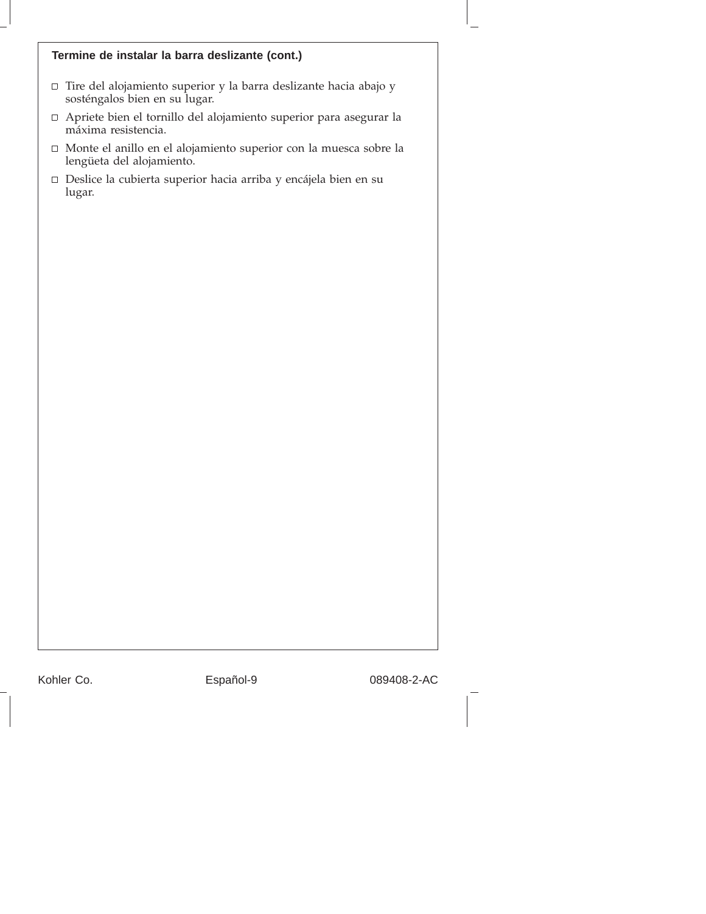### Termine de instalar la barra deslizante (cont.)

- ☐ Tire del alojamiento superior y la barra deslizante hacia abajo y sosténgalos bien en su lugar.
- ☐ Apriete bien el tornillo del alojamiento superior para asegurar la máxima resistencia.
- ☐ Monte el anillo en el alojamiento superior con la muesca sobre la lengüeta del alojamiento.
- ☐ Deslice la cubierta superior hacia arriba y encájela bien en su lugar.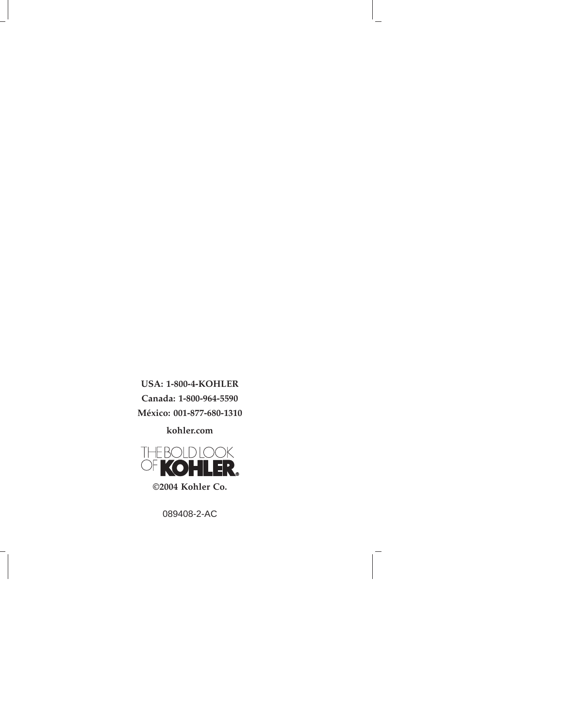**USA: 1-800-4-KOHLER**

**Canada: 1-800-964-5590**

**México: 001-877-680-1310**

**kohler.com**

THE BOLD LOOK OF **KOHLER**®

**©2004 Kohler Co.**

089408-2-AC